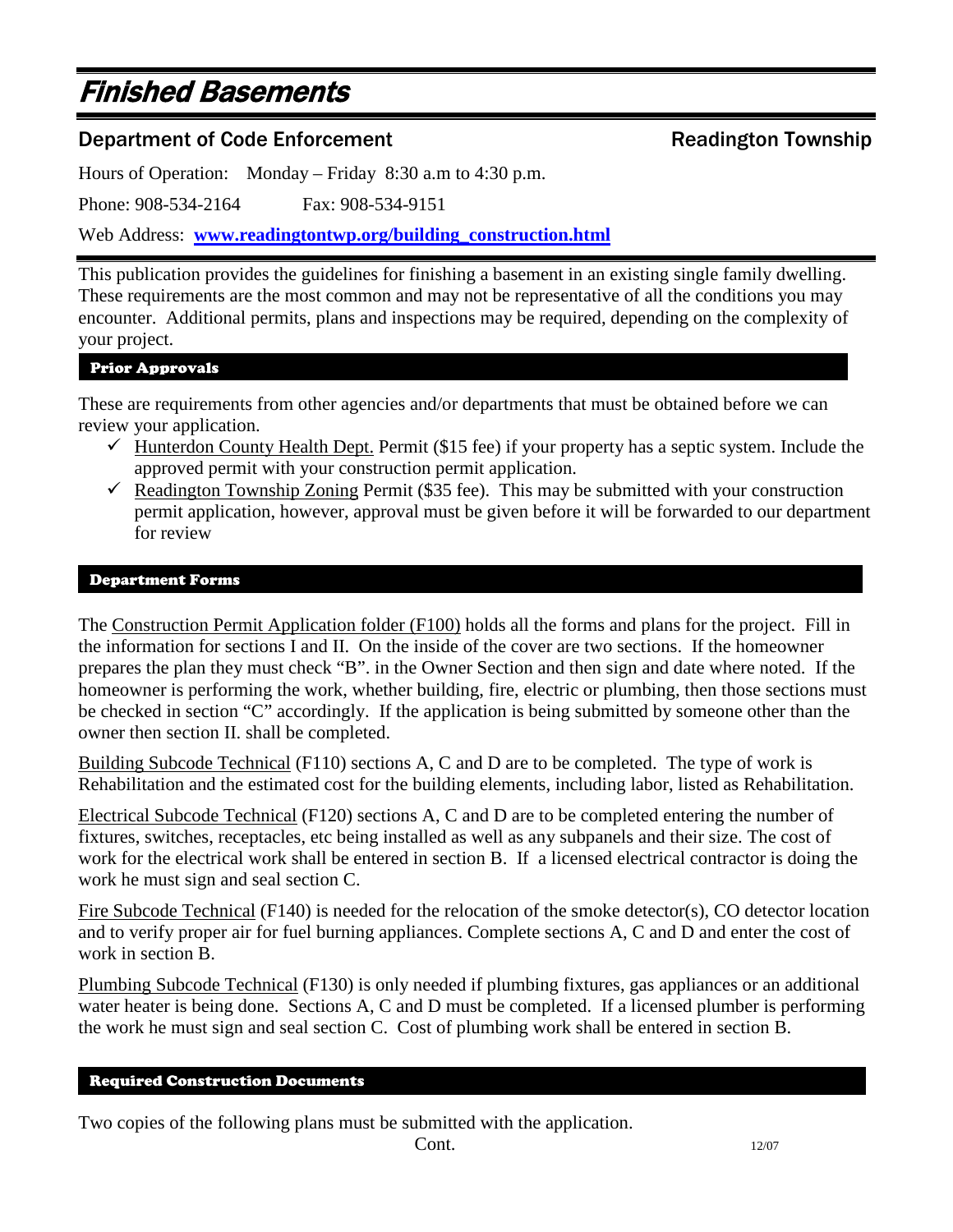# Finished Basements

## Department of Code Enforcement — Readington Township

Hours of Operation: Monday – Friday 8:30 a.m to 4:30 p.m.

Phone: 908-534-2164 Fax: 908-534-9151

Web Address: **www.readingtontwp.org/building_construction.html**

This publication provides the guidelines for finishing a basement in an existing single family dwelling. These requirements are the most common and may not be representative of all the conditions you may encounter. Additional permits, plans and inspections may be required, depending on the complexity of your project.

### Prior Approvals

These are requirements from other agencies and/or departments that must be obtained before we can review your application.

- ✓ Hunterdon County Health Dept. Permit ($15 fee) if your property has a septic system. Include the approved permit with your construction permit application.
- ✓ Readington Township Zoning Permit ($35 fee). This may be submitted with your construction permit application, however, approval must be given before it will be forwarded to our department for review

### Department Forms

The Construction Permit Application folder (F100) holds all the forms and plans for the project. Fill in the information for sections I and II. On the inside of the cover are two sections. If the homeowner prepares the plan they must check "B". in the Owner Section and then sign and date where noted. If the homeowner is performing the work, whether building, fire, electric or plumbing, then those sections must be checked in section "C" accordingly. If the application is being submitted by someone other than the owner then section II. shall be completed.

Building Subcode Technical (F110) sections A, C and D are to be completed. The type of work is Rehabilitation and the estimated cost for the building elements, including labor, listed as Rehabilitation.

Electrical Subcode Technical (F120) sections A, C and D are to be completed entering the number of fixtures, switches, receptacles, etc being installed as well as any subpanels and their size. The cost of work for the electrical work shall be entered in section B. If a licensed electrical contractor is doing the work he must sign and seal section C.

Fire Subcode Technical (F140) is needed for the relocation of the smoke detector(s), CO detector location and to verify proper air for fuel burning appliances. Complete sections A, C and D and enter the cost of work in section B.

Plumbing Subcode Technical (F130) is only needed if plumbing fixtures, gas appliances or an additional water heater is being done. Sections A, C and D must be completed. If a licensed plumber is performing the work he must sign and seal section C. Cost of plumbing work shall be entered in section B.

### Required Construction Documents

Two copies of the following plans must be submitted with the application.

Cont.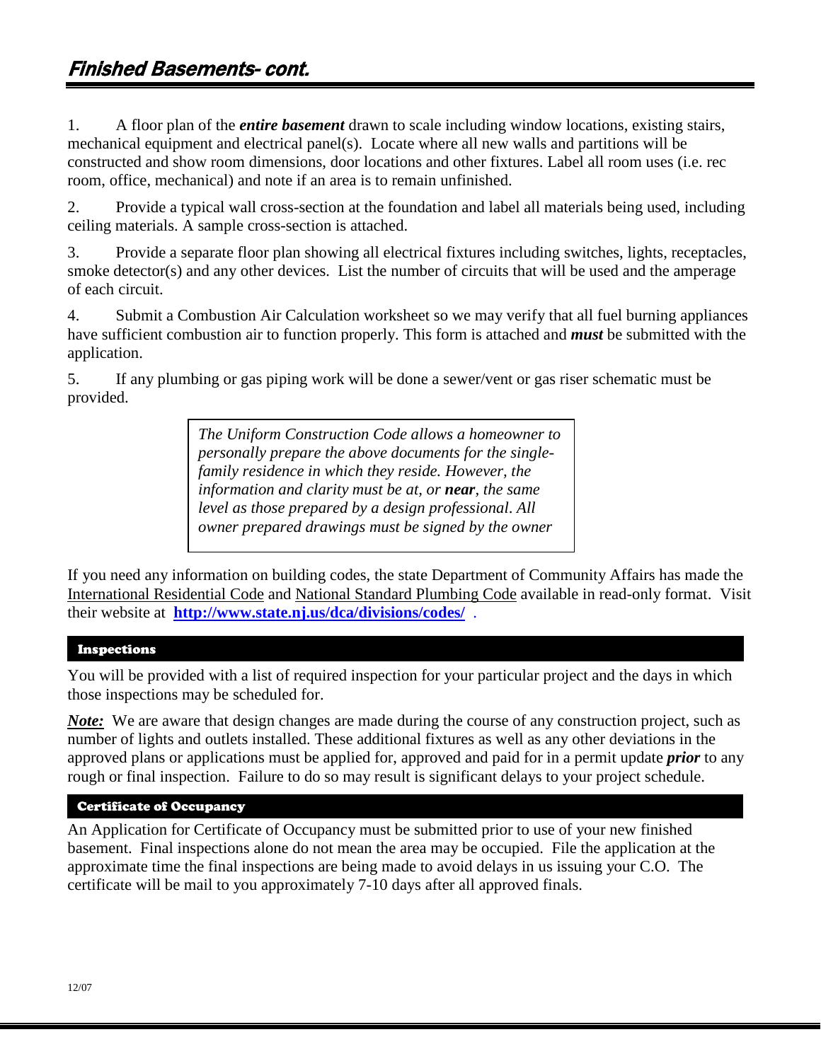## *Finished Basements- cont.*

1. A floor plan of the ***entire basement*** drawn to scale including window locations, existing stairs, mechanical equipment and electrical panel(s). Locate where all new walls and partitions will be constructed and show room dimensions, door locations and other fixtures. Label all room uses (i.e. rec room, office, mechanical) and note if an area is to remain unfinished.

2. Provide a typical wall cross-section at the foundation and label all materials being used, including ceiling materials. A sample cross-section is attached.

3. Provide a separate floor plan showing all electrical fixtures including switches, lights, receptacles, smoke detector(s) and any other devices. List the number of circuits that will be used and the amperage of each circuit.

4. Submit a Combustion Air Calculation worksheet so we may verify that all fuel burning appliances have sufficient combustion air to function properly. This form is attached and ***must*** be submitted with the application.

5. If any plumbing or gas piping work will be done a sewer/vent or gas riser schematic must be provided.

> *The Uniform Construction Code allows a homeowner to personally prepare the above documents for the single-family residence in which they reside. However, the information and clarity must be at, or **near**, the same level as those prepared by a design professional. All owner prepared drawings must be signed by the owner*

If you need any information on building codes, the state Department of Community Affairs has made the International Residential Code and National Standard Plumbing Code available in read-only format. Visit their website at **http://www.state.nj.us/dca/divisions/codes/** .

### Inspections

You will be provided with a list of required inspection for your particular project and the days in which those inspections may be scheduled for.

***Note:*** We are aware that design changes are made during the course of any construction project, such as number of lights and outlets installed. These additional fixtures as well as any other deviations in the approved plans or applications must be applied for, approved and paid for in a permit update ***prior*** to any rough or final inspection. Failure to do so may result is significant delays to your project schedule.

### Certificate of Occupancy

An Application for Certificate of Occupancy must be submitted prior to use of your new finished basement. Final inspections alone do not mean the area may be occupied. File the application at the approximate time the final inspections are being made to avoid delays in us issuing your C.O. The certificate will be mail to you approximately 7-10 days after all approved finals.

12/07